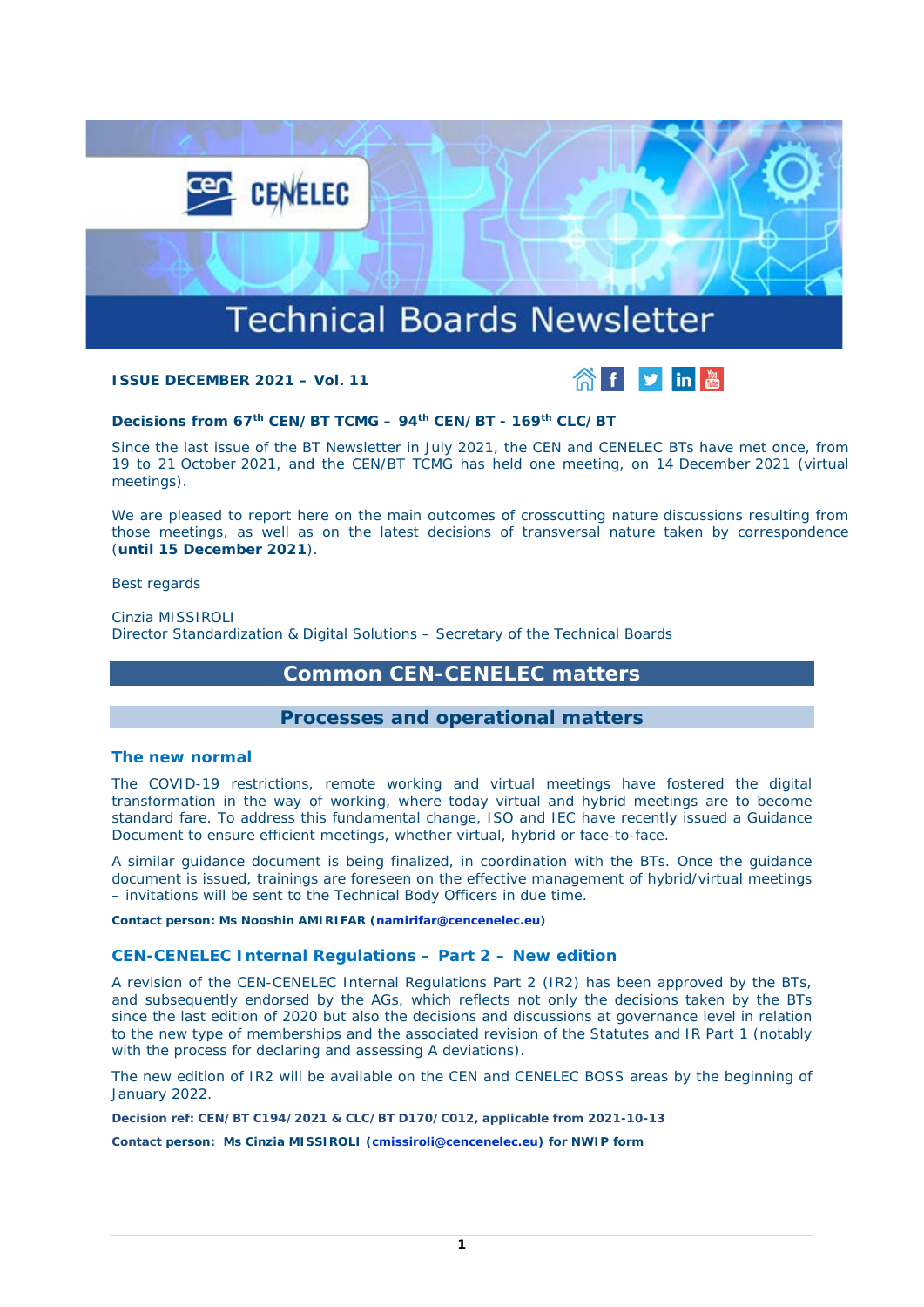# Technical Boards Newsletter

**ISSUE DECEMBER 2021 – Vol. 11**

**Decisions from 67th CEN/BT TCMG – 94th CEN/BT - 169th CLC/BT**

Since the last issue of the BT Newsletter in July 2021, the CEN and CENELEC BTs have met once, from 19 to 21 October 2021, and the CEN/BT TCMG has held one meeting, on 14 December 2021 (virtual meetings).

We are pleased to report here on the main outcomes of crosscutting nature discussions resulting from those meetings, as well as on the latest decisions of transversal nature taken by correspondence (**until 15 December 2021**).

Best regards

Cinzia MISSIROLI
Director Standardization & Digital Solutions – Secretary of the Technical Boards

## Common CEN-CENELEC matters

### Processes and operational matters

#### The new normal

The COVID-19 restrictions, remote working and virtual meetings have fostered the digital transformation in the way of working, where today virtual and hybrid meetings are to become standard fare. To address this fundamental change, ISO and IEC have recently issued a Guidance Document to ensure efficient meetings, whether virtual, hybrid or face-to-face.

A similar guidance document is being finalized, in coordination with the BTs. Once the guidance document is issued, trainings are foreseen on the effective management of hybrid/virtual meetings – invitations will be sent to the Technical Body Officers in due time.

**Contact person: Ms Nooshin AMIRIFAR (namirifar@cencenelec.eu)**

#### CEN-CENELEC Internal Regulations – Part 2 – New edition

A revision of the CEN-CENELEC Internal Regulations Part 2 (IR2) has been approved by the BTs, and subsequently endorsed by the AGs, which reflects not only the decisions taken by the BTs since the last edition of 2020 but also the decisions and discussions at governance level in relation to the new type of memberships and the associated revision of the Statutes and IR Part 1 (notably with the process for declaring and assessing A deviations).

The new edition of IR2 will be available on the CEN and CENELEC BOSS areas by the beginning of January 2022.

**Decision ref: CEN/BT C194/2021 & CLC/BT D170/C012, applicable from 2021-10-13**

**Contact person: Ms Cinzia MISSIROLI (cmissiroli@cencenelec.eu) for NWIP form**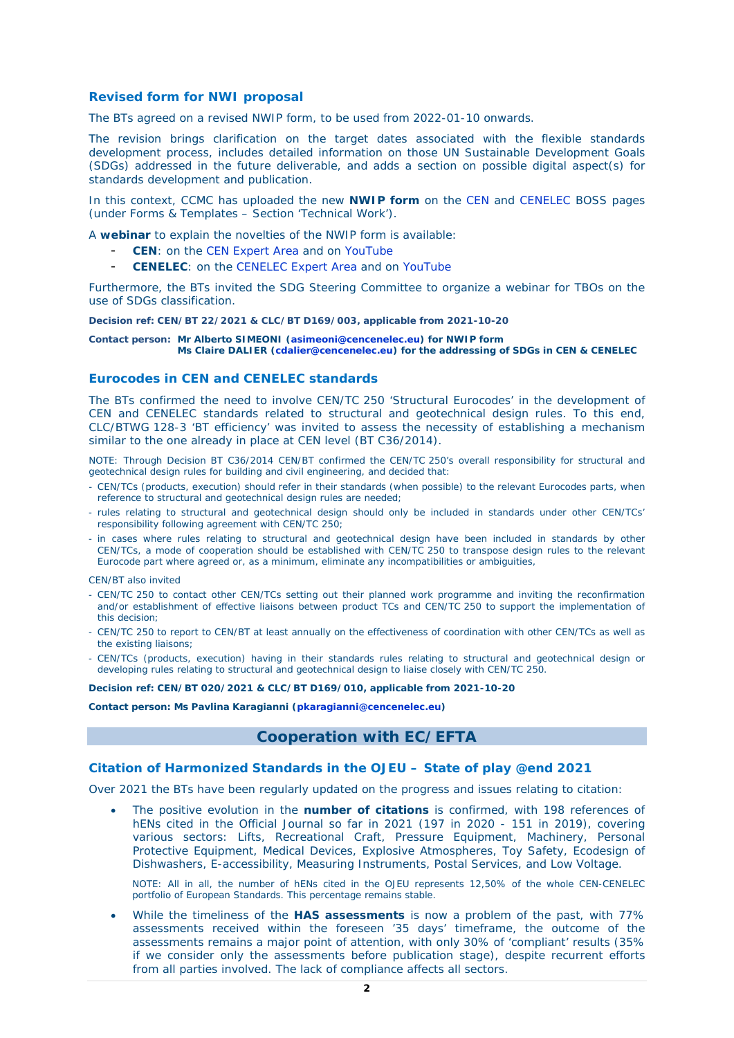### Revised form for NWI proposal

The BTs agreed on a revised NWIP form, to be used from 2022-01-10 onwards.

The revision brings clarification on the target dates associated with the flexible standards development process, includes detailed information on those UN Sustainable Development Goals (SDGs) addressed in the future deliverable, and adds a section on possible digital aspect(s) for standards development and publication.

In this context, CCMC has uploaded the new **NWIP form** on the CEN and CENELEC BOSS pages (under Forms & Templates – Section 'Technical Work').

A **webinar** to explain the novelties of the NWIP form is available:

- **CEN**: on the CEN Expert Area and on YouTube
- **CENELEC**: on the CENELEC Expert Area and on YouTube

Furthermore, the BTs invited the SDG Steering Committee to organize a webinar for TBOs on the use of SDGs classification.

**Decision ref: CEN/BT 22/2021 & CLC/BT D169/003, applicable from 2021-10-20**

**Contact person: Mr Alberto SIMEONI (asimeoni@cencenelec.eu) for NWIP form**
**Ms Claire DALIER (cdalier@cencenelec.eu) for the addressing of SDGs in CEN & CENELEC**

### Eurocodes in CEN and CENELEC standards

The BTs confirmed the need to involve CEN/TC 250 'Structural Eurocodes' in the development of CEN and CENELEC standards related to structural and geotechnical design rules. To this end, CLC/BTWG 128-3 'BT efficiency' was invited to assess the necessity of establishing a mechanism similar to the one already in place at CEN level (BT C36/2014).

NOTE: Through Decision BT C36/2014 CEN/BT confirmed the CEN/TC 250's overall responsibility for structural and geotechnical design rules for building and civil engineering, and decided that:

- CEN/TCs (products, execution) should refer in their standards (when possible) to the relevant Eurocodes parts, when reference to structural and geotechnical design rules are needed;
- rules relating to structural and geotechnical design should only be included in standards under other CEN/TCs' responsibility following agreement with CEN/TC 250;
- in cases where rules relating to structural and geotechnical design have been included in standards by other CEN/TCs, a mode of cooperation should be established with CEN/TC 250 to transpose design rules to the relevant Eurocode part where agreed or, as a minimum, eliminate any incompatibilities or ambiguities,

CEN/BT also invited

- CEN/TC 250 to contact other CEN/TCs setting out their planned work programme and inviting the reconfirmation and/or establishment of effective liaisons between product TCs and CEN/TC 250 to support the implementation of this decision;
- CEN/TC 250 to report to CEN/BT at least annually on the effectiveness of coordination with other CEN/TCs as well as the existing liaisons;
- CEN/TCs (products, execution) having in their standards rules relating to structural and geotechnical design or developing rules relating to structural and geotechnical design to liaise closely with CEN/TC 250.

**Decision ref: CEN/BT 020/2021 & CLC/BT D169/010, applicable from 2021-10-20**

**Contact person: Ms Pavlina Karagianni (pkaragianni@cencenelec.eu)**

## Cooperation with EC/EFTA

### Citation of Harmonized Standards in the OJEU – State of play @end 2021

Over 2021 the BTs have been regularly updated on the progress and issues relating to citation:

- The positive evolution in the **number of citations** is confirmed, with 198 references of hENs cited in the Official Journal so far in 2021 (197 in 2020 - 151 in 2019), covering various sectors: Lifts, Recreational Craft, Pressure Equipment, Machinery, Personal Protective Equipment, Medical Devices, Explosive Atmospheres, Toy Safety, Ecodesign of Dishwashers, E-accessibility, Measuring Instruments, Postal Services, and Low Voltage.

  NOTE: All in all, the number of hENs cited in the OJEU represents 12,50% of the whole CEN-CENELEC portfolio of European Standards. This percentage remains stable.

- While the timeliness of the **HAS assessments** is now a problem of the past, with 77% assessments received within the foreseen '35 days' timeframe, the outcome of the assessments remains a major point of attention, with only 30% of 'compliant' results (35% if we consider only the assessments before publication stage), despite recurrent efforts from all parties involved. The lack of compliance affects all sectors.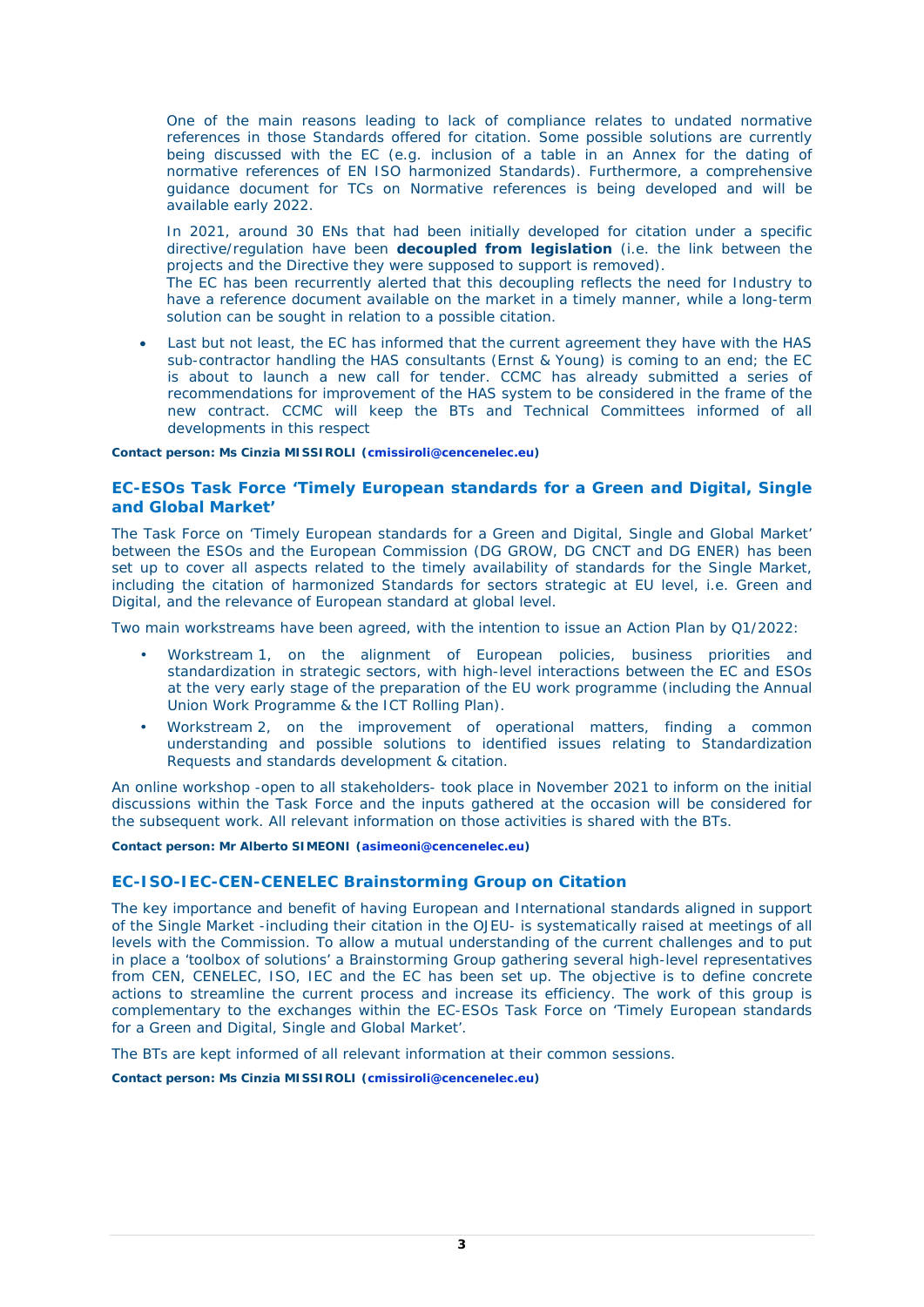One of the main reasons leading to lack of compliance relates to undated normative references in those Standards offered for citation. Some possible solutions are currently being discussed with the EC (e.g. inclusion of a table in an Annex for the dating of normative references of EN ISO harmonized Standards). Furthermore, a comprehensive guidance document for TCs on Normative references is being developed and will be available early 2022.

In 2021, around 30 ENs that had been initially developed for citation under a specific directive/regulation have been **decoupled from legislation** (i.e. the link between the projects and the Directive they were supposed to support is removed).
The EC has been recurrently alerted that this decoupling reflects the need for Industry to have a reference document available on the market in a timely manner, while a long-term solution can be sought in relation to a possible citation.

- Last but not least, the EC has informed that the current agreement they have with the HAS sub-contractor handling the HAS consultants (Ernst & Young) is coming to an end; the EC is about to launch a new call for tender. CCMC has already submitted a series of recommendations for improvement of the HAS system to be considered in the frame of the new contract. CCMC will keep the BTs and Technical Committees informed of all developments in this respect

**Contact person: Ms Cinzia MISSIROLI (cmissiroli@cencenelec.eu)**

## EC-ESOs Task Force 'Timely European standards for a Green and Digital, Single and Global Market'

The Task Force on 'Timely European standards for a Green and Digital, Single and Global Market' between the ESOs and the European Commission (DG GROW, DG CNCT and DG ENER) has been set up to cover all aspects related to the timely availability of standards for the Single Market, including the citation of harmonized Standards for sectors strategic at EU level, i.e. Green and Digital, and the relevance of European standard at global level.

Two main workstreams have been agreed, with the intention to issue an Action Plan by Q1/2022:

- Workstream 1, on the alignment of European policies, business priorities and standardization in strategic sectors, with high-level interactions between the EC and ESOs at the very early stage of the preparation of the EU work programme (including the Annual Union Work Programme & the ICT Rolling Plan).
- Workstream 2, on the improvement of operational matters, finding a common understanding and possible solutions to identified issues relating to Standardization Requests and standards development & citation.

An online workshop -open to all stakeholders- took place in November 2021 to inform on the initial discussions within the Task Force and the inputs gathered at the occasion will be considered for the subsequent work. All relevant information on those activities is shared with the BTs.

**Contact person: Mr Alberto SIMEONI (asimeoni@cencenelec.eu)**

## EC-ISO-IEC-CEN-CENELEC Brainstorming Group on Citation

The key importance and benefit of having European and International standards aligned in support of the Single Market -including their citation in the OJEU- is systematically raised at meetings of all levels with the Commission. To allow a mutual understanding of the current challenges and to put in place a 'toolbox of solutions' a Brainstorming Group gathering several high-level representatives from CEN, CENELEC, ISO, IEC and the EC has been set up. The objective is to define concrete actions to streamline the current process and increase its efficiency. The work of this group is complementary to the exchanges within the EC-ESOs Task Force on 'Timely European standards for a Green and Digital, Single and Global Market'.

The BTs are kept informed of all relevant information at their common sessions.

**Contact person: Ms Cinzia MISSIROLI (cmissiroli@cencenelec.eu)**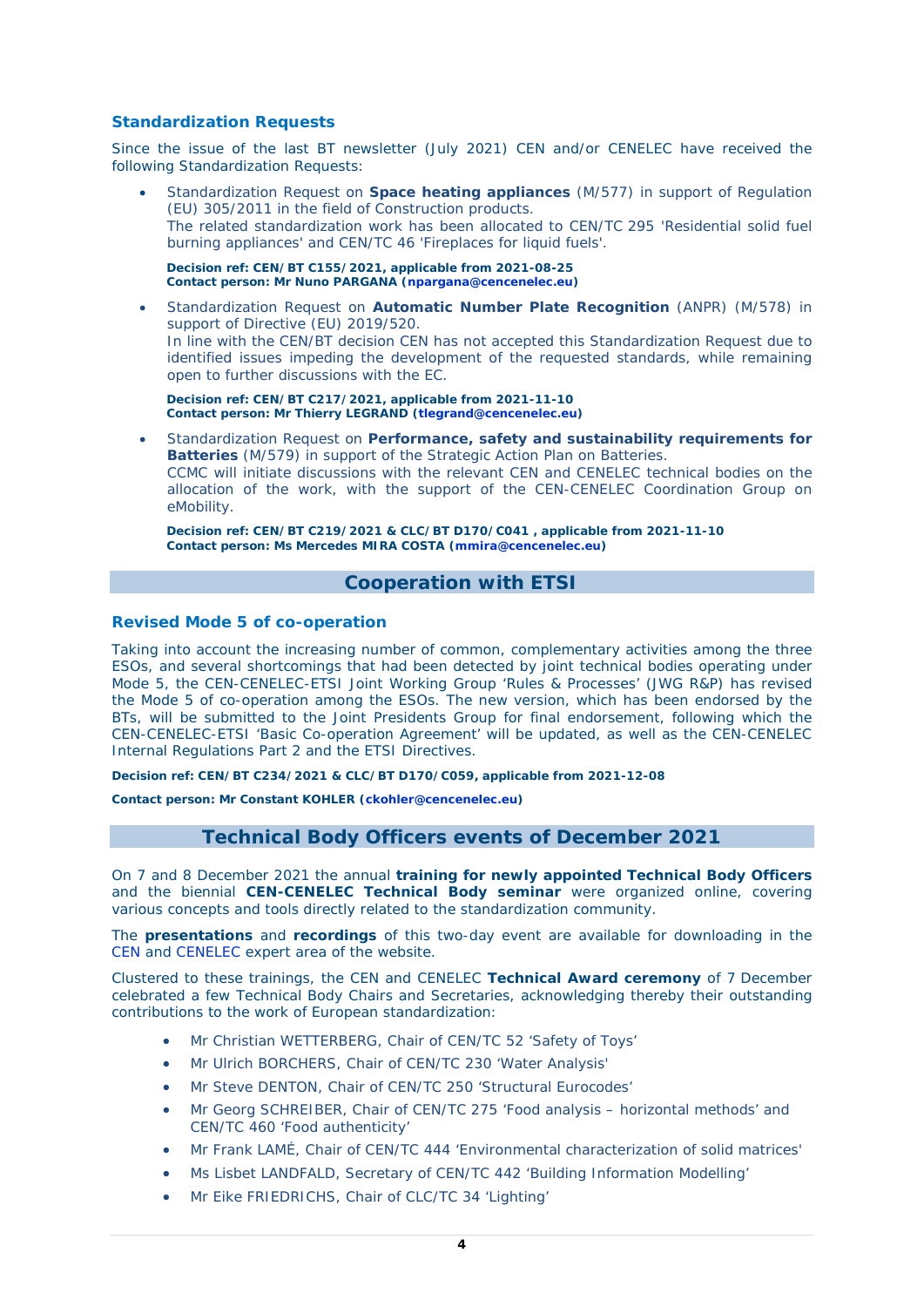### Standardization Requests

Since the issue of the last BT newsletter (July 2021) CEN and/or CENELEC have received the following Standardization Requests:

- Standardization Request on **Space heating appliances** (M/577) in support of Regulation (EU) 305/2011 in the field of Construction products.
  The related standardization work has been allocated to CEN/TC 295 'Residential solid fuel burning appliances' and CEN/TC 46 'Fireplaces for liquid fuels'.

  **Decision ref: CEN/BT C155/2021, applicable from 2021-08-25**
  **Contact person: Mr Nuno PARGANA (npargana@cencenelec.eu)**

- Standardization Request on **Automatic Number Plate Recognition** (ANPR) (M/578) in support of Directive (EU) 2019/520.
  In line with the CEN/BT decision CEN has not accepted this Standardization Request due to identified issues impeding the development of the requested standards, while remaining open to further discussions with the EC.

  **Decision ref: CEN/BT C217/2021, applicable from 2021-11-10**
  **Contact person: Mr Thierry LEGRAND (tlegrand@cencenelec.eu)**

- Standardization Request on **Performance, safety and sustainability requirements for Batteries** (M/579) in support of the Strategic Action Plan on Batteries.
  CCMC will initiate discussions with the relevant CEN and CENELEC technical bodies on the allocation of the work, with the support of the CEN-CENELEC Coordination Group on eMobility.

  **Decision ref: CEN/BT C219/2021 & CLC/BT D170/C041 , applicable from 2021-11-10**
  **Contact person: Ms Mercedes MIRA COSTA (mmira@cencenelec.eu)**

## Cooperation with ETSI

### Revised Mode 5 of co-operation

Taking into account the increasing number of common, complementary activities among the three ESOs, and several shortcomings that had been detected by joint technical bodies operating under Mode 5, the CEN-CENELEC-ETSI Joint Working Group 'Rules & Processes' (JWG R&P) has revised the Mode 5 of co-operation among the ESOs. The new version, which has been endorsed by the BTs, will be submitted to the Joint Presidents Group for final endorsement, following which the CEN-CENELEC-ETSI 'Basic Co-operation Agreement' will be updated, as well as the CEN-CENELEC Internal Regulations Part 2 and the ETSI Directives.

**Decision ref: CEN/BT C234/2021 & CLC/BT D170/C059, applicable from 2021-12-08**

**Contact person: Mr Constant KOHLER (ckohler@cencenelec.eu)**

## Technical Body Officers events of December 2021

On 7 and 8 December 2021 the annual **training for newly appointed Technical Body Officers** and the biennial **CEN-CENELEC Technical Body seminar** were organized online, covering various concepts and tools directly related to the standardization community.

The **presentations** and **recordings** of this two-day event are available for downloading in the CEN and CENELEC expert area of the website.

Clustered to these trainings, the CEN and CENELEC **Technical Award ceremony** of 7 December celebrated a few Technical Body Chairs and Secretaries, acknowledging thereby their outstanding contributions to the work of European standardization:

- Mr Christian WETTERBERG, Chair of CEN/TC 52 'Safety of Toys'
- Mr Ulrich BORCHERS, Chair of CEN/TC 230 'Water Analysis'
- Mr Steve DENTON, Chair of CEN/TC 250 'Structural Eurocodes'
- Mr Georg SCHREIBER, Chair of CEN/TC 275 'Food analysis – horizontal methods' and CEN/TC 460 'Food authenticity'
- Mr Frank LAMÉ, Chair of CEN/TC 444 'Environmental characterization of solid matrices'
- Ms Lisbet LANDFALD, Secretary of CEN/TC 442 'Building Information Modelling'
- Mr Eike FRIEDRICHS, Chair of CLC/TC 34 'Lighting'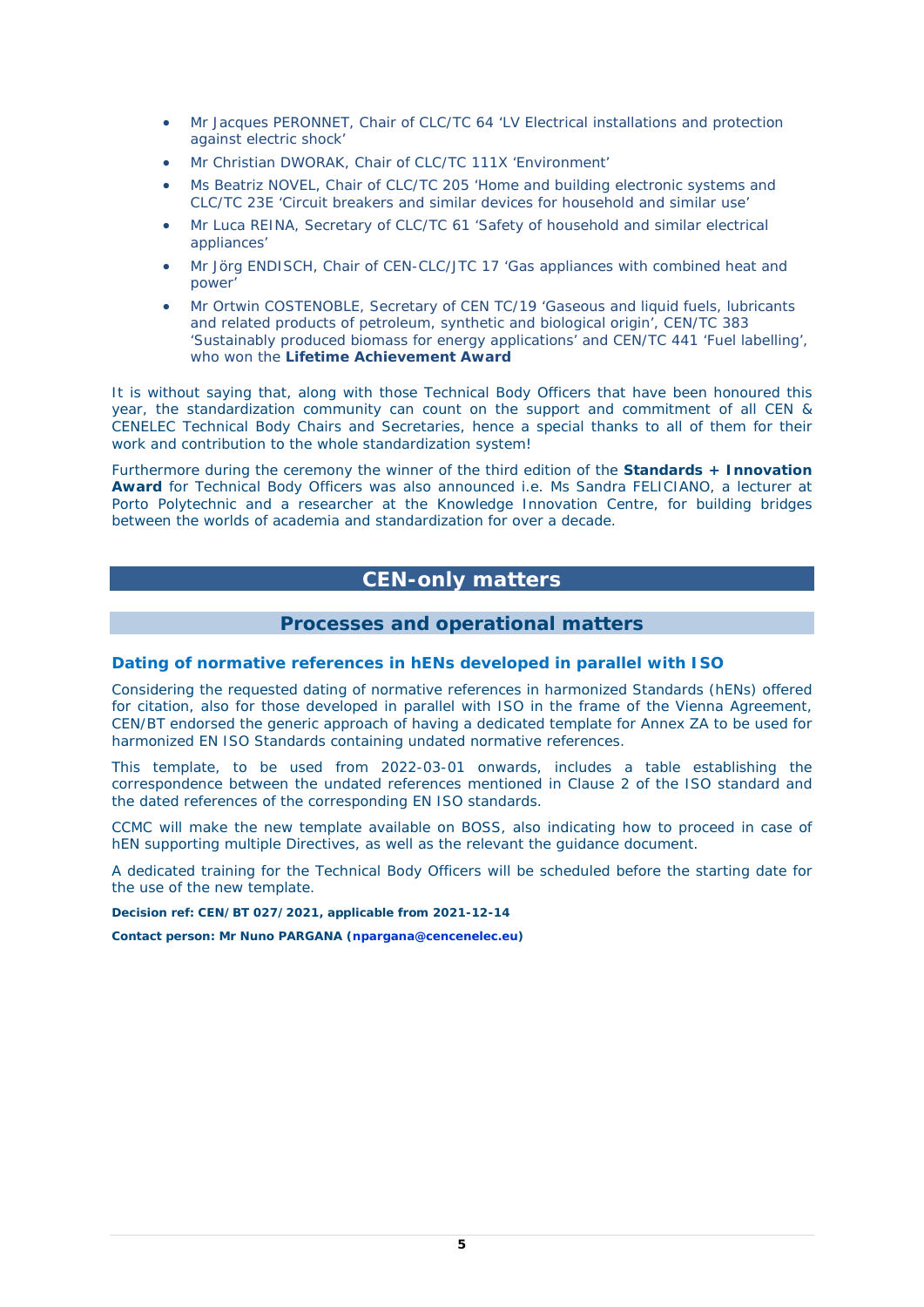- Mr Jacques PERONNET, Chair of CLC/TC 64 'LV Electrical installations and protection against electric shock'
- Mr Christian DWORAK, Chair of CLC/TC 111X 'Environment'
- Ms Beatriz NOVEL, Chair of CLC/TC 205 'Home and building electronic systems and CLC/TC 23E 'Circuit breakers and similar devices for household and similar use'
- Mr Luca REINA, Secretary of CLC/TC 61 'Safety of household and similar electrical appliances'
- Mr Jörg ENDISCH, Chair of CEN-CLC/JTC 17 'Gas appliances with combined heat and power'
- Mr Ortwin COSTENOBLE, Secretary of CEN TC/19 'Gaseous and liquid fuels, lubricants and related products of petroleum, synthetic and biological origin', CEN/TC 383 'Sustainably produced biomass for energy applications' and CEN/TC 441 'Fuel labelling', who won the **Lifetime Achievement Award**

It is without saying that, along with those Technical Body Officers that have been honoured this year, the standardization community can count on the support and commitment of all CEN & CENELEC Technical Body Chairs and Secretaries, hence a special thanks to all of them for their work and contribution to the whole standardization system!

Furthermore during the ceremony the winner of the third edition of the **Standards + Innovation Award** for Technical Body Officers was also announced i.e. Ms Sandra FELICIANO, a lecturer at Porto Polytechnic and a researcher at the Knowledge Innovation Centre, for building bridges between the worlds of academia and standardization for over a decade.

# CEN-only matters

## Processes and operational matters

### Dating of normative references in hENs developed in parallel with ISO

Considering the requested dating of normative references in harmonized Standards (hENs) offered for citation, also for those developed in parallel with ISO in the frame of the Vienna Agreement, CEN/BT endorsed the generic approach of having a dedicated template for Annex ZA to be used for harmonized EN ISO Standards containing undated normative references.

This template, to be used from 2022-03-01 onwards, includes a table establishing the correspondence between the undated references mentioned in Clause 2 of the ISO standard and the dated references of the corresponding EN ISO standards.

CCMC will make the new template available on BOSS, also indicating how to proceed in case of hEN supporting multiple Directives, as well as the relevant the guidance document.

A dedicated training for the Technical Body Officers will be scheduled before the starting date for the use of the new template.

**Decision ref: CEN/BT 027/2021, applicable from 2021-12-14**

**Contact person: Mr Nuno PARGANA (npargana@cencenelec.eu)**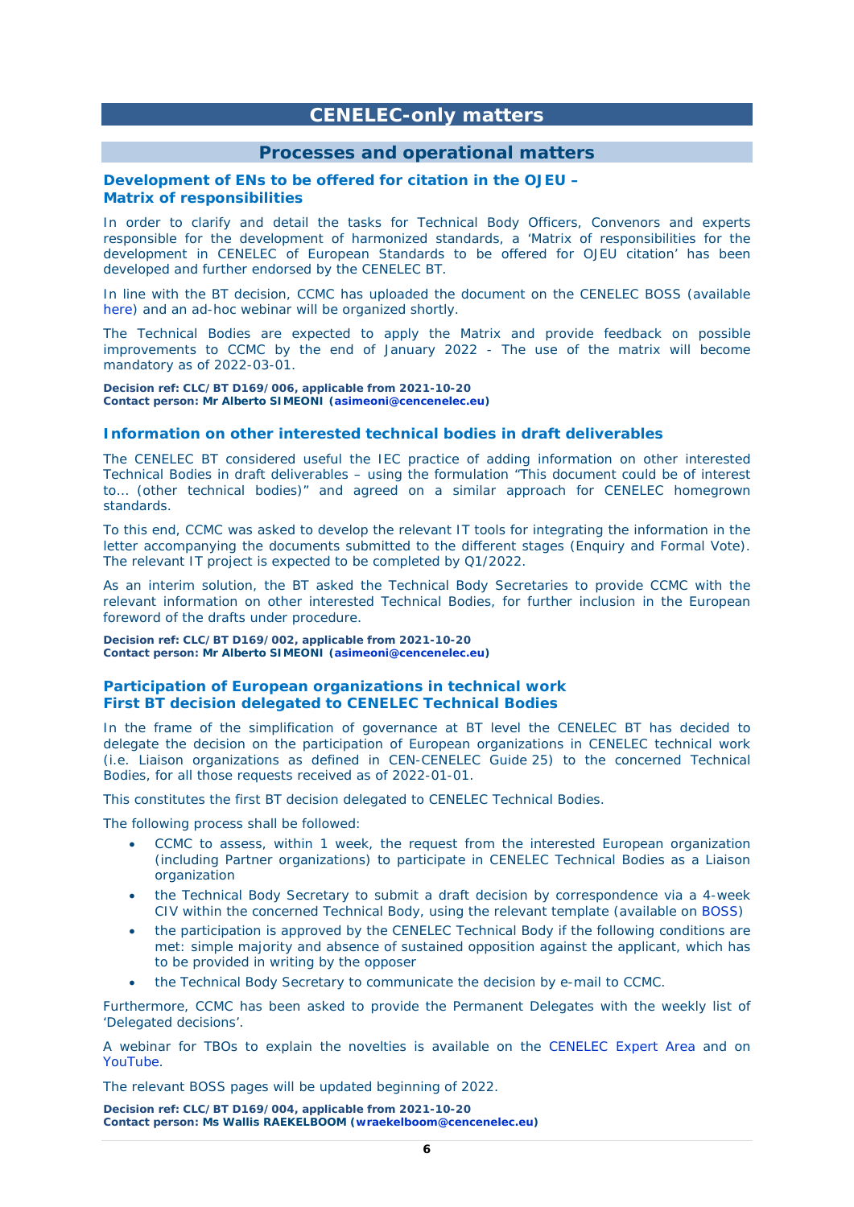# CENELEC-only matters

## Processes and operational matters

### Development of ENs to be offered for citation in the OJEU – Matrix of responsibilities

In order to clarify and detail the tasks for Technical Body Officers, Convenors and experts responsible for the development of harmonized standards, a 'Matrix of responsibilities for the development in CENELEC of European Standards to be offered for OJEU citation' has been developed and further endorsed by the CENELEC BT.

In line with the BT decision, CCMC has uploaded the document on the CENELEC BOSS (available here) and an ad-hoc webinar will be organized shortly.

The Technical Bodies are expected to apply the Matrix and provide feedback on possible improvements to CCMC by the end of January 2022 - The use of the matrix will become mandatory as of 2022-03-01.

**Decision ref: CLC/BT D169/006, applicable from 2021-10-20**
**Contact person: Mr Alberto SIMEONI (asimeoni@cencenelec.eu)**

### Information on other interested technical bodies in draft deliverables

The CENELEC BT considered useful the IEC practice of adding information on other interested Technical Bodies in draft deliverables – using the formulation "This document could be of interest to… (other technical bodies)" and agreed on a similar approach for CENELEC homegrown standards.

To this end, CCMC was asked to develop the relevant IT tools for integrating the information in the letter accompanying the documents submitted to the different stages (Enquiry and Formal Vote). The relevant IT project is expected to be completed by Q1/2022.

As an interim solution, the BT asked the Technical Body Secretaries to provide CCMC with the relevant information on other interested Technical Bodies, for further inclusion in the European foreword of the drafts under procedure.

**Decision ref: CLC/BT D169/002, applicable from 2021-10-20**
**Contact person: Mr Alberto SIMEONI (asimeoni@cencenelec.eu)**

### Participation of European organizations in technical work First BT decision delegated to CENELEC Technical Bodies

In the frame of the simplification of governance at BT level the CENELEC BT has decided to delegate the decision on the participation of European organizations in CENELEC technical work (i.e. Liaison organizations as defined in CEN-CENELEC Guide 25) to the concerned Technical Bodies, for all those requests received as of 2022-01-01.

This constitutes the first BT decision delegated to CENELEC Technical Bodies.

The following process shall be followed:

- CCMC to assess, within 1 week, the request from the interested European organization (including Partner organizations) to participate in CENELEC Technical Bodies as a Liaison organization
- the Technical Body Secretary to submit a draft decision by correspondence via a 4-week CIV within the concerned Technical Body, using the relevant template (available on BOSS)
- the participation is approved by the CENELEC Technical Body if the following conditions are met: simple majority and absence of sustained opposition against the applicant, which has to be provided in writing by the opposer
- the Technical Body Secretary to communicate the decision by e-mail to CCMC.

Furthermore, CCMC has been asked to provide the Permanent Delegates with the weekly list of 'Delegated decisions'.

A webinar for TBOs to explain the novelties is available on the CENELEC Expert Area and on YouTube.

The relevant BOSS pages will be updated beginning of 2022.

**Decision ref: CLC/BT D169/004, applicable from 2021-10-20**
**Contact person: Ms Wallis RAEKELBOOM (wraekelboom@cencenelec.eu)**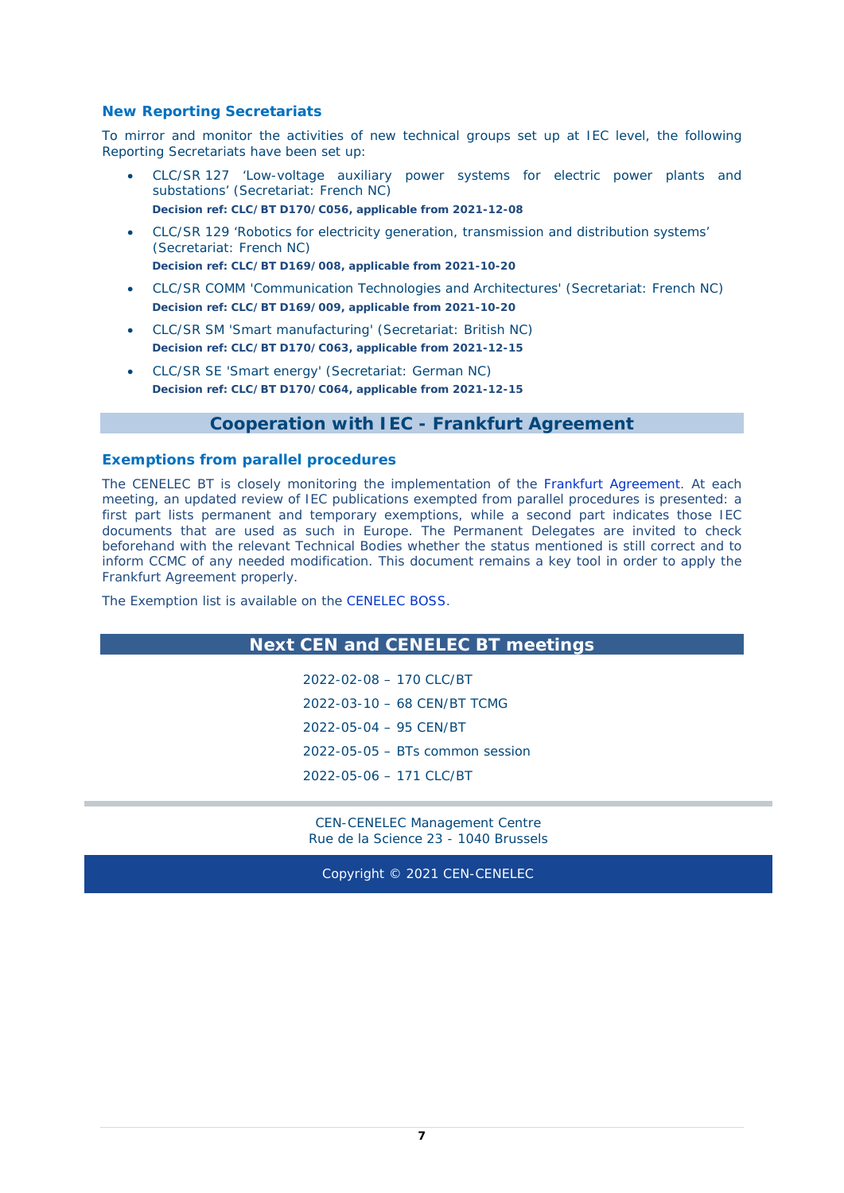### New Reporting Secretariats

To mirror and monitor the activities of new technical groups set up at IEC level, the following Reporting Secretariats have been set up:

- CLC/SR 127 'Low-voltage auxiliary power systems for electric power plants and substations' (Secretariat: French NC)
  **Decision ref: CLC/BT D170/C056, applicable from 2021-12-08**
- CLC/SR 129 'Robotics for electricity generation, transmission and distribution systems' (Secretariat: French NC)
  **Decision ref: CLC/BT D169/008, applicable from 2021-10-20**
- CLC/SR COMM 'Communication Technologies and Architectures' (Secretariat: French NC)
  **Decision ref: CLC/BT D169/009, applicable from 2021-10-20**
- CLC/SR SM 'Smart manufacturing' (Secretariat: British NC)
  **Decision ref: CLC/BT D170/C063, applicable from 2021-12-15**
- CLC/SR SE 'Smart energy' (Secretariat: German NC)
  **Decision ref: CLC/BT D170/C064, applicable from 2021-12-15**

## Cooperation with IEC - Frankfurt Agreement

### Exemptions from parallel procedures

The CENELEC BT is closely monitoring the implementation of the Frankfurt Agreement. At each meeting, an updated review of IEC publications exempted from parallel procedures is presented: a first part lists permanent and temporary exemptions, while a second part indicates those IEC documents that are used as such in Europe. The Permanent Delegates are invited to check beforehand with the relevant Technical Bodies whether the status mentioned is still correct and to inform CCMC of any needed modification. This document remains a key tool in order to apply the Frankfurt Agreement properly.

The Exemption list is available on the CENELEC BOSS.

## Next CEN and CENELEC BT meetings

2022-02-08 – 170 CLC/BT

2022-03-10 – 68 CEN/BT TCMG

2022-05-04 – 95 CEN/BT

2022-05-05 – BTs common session

2022-05-06 – 171 CLC/BT

CEN-CENELEC Management Centre
Rue de la Science 23 - 1040 Brussels

Copyright © 2021 CEN-CENELEC